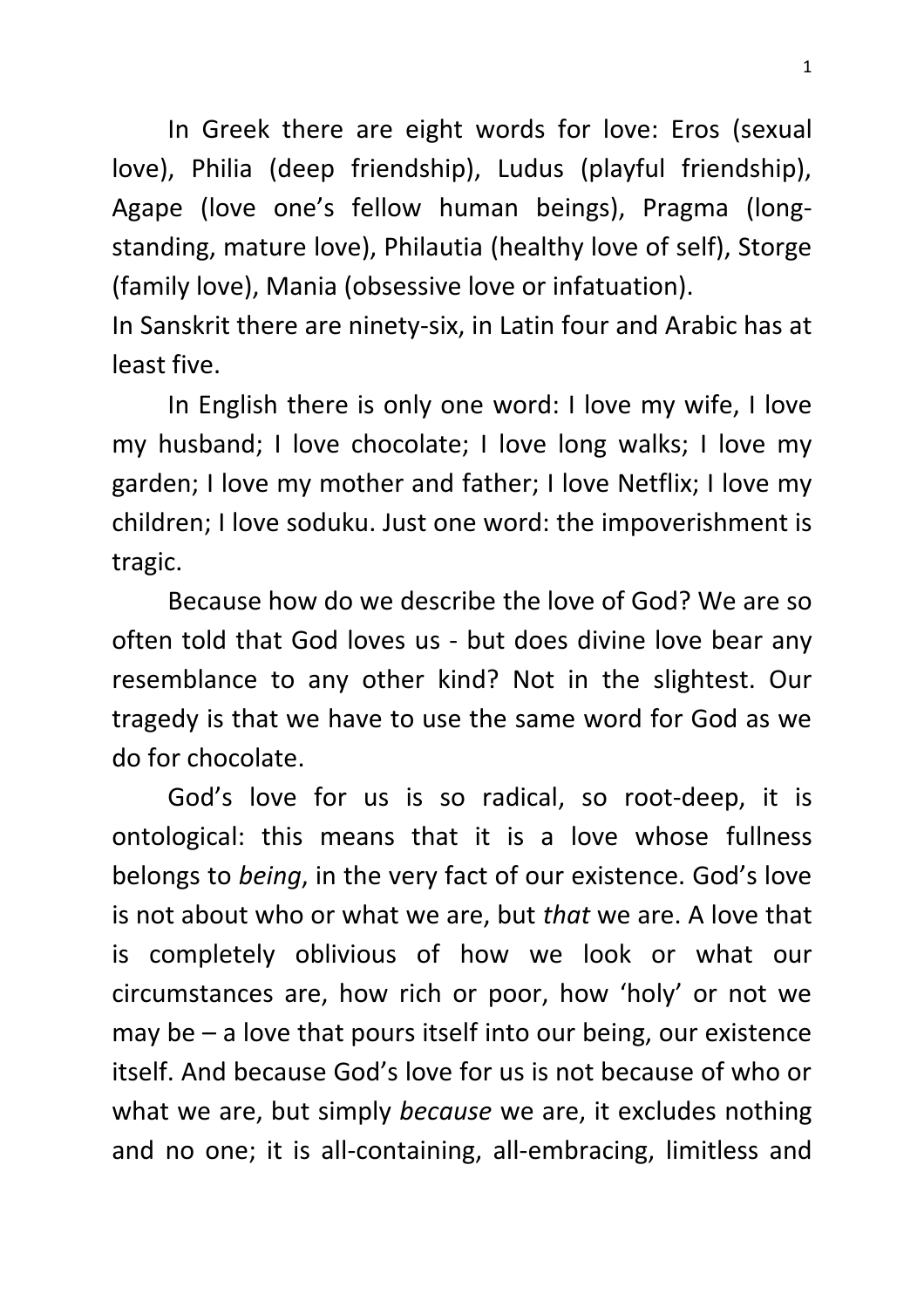In Greek there are eight words for love: Eros (sexual love), Philia (deep friendship), Ludus (playful friendship), Agape (love one's fellow human beings), Pragma (long-standing, mature love), Philautia (healthy love of self), Storge (family love), Mania (obsessive love or infatuation).
In Sanskrit there are ninety-six, in Latin four and Arabic has at least five.

In English there is only one word: I love my wife, I love my husband; I love chocolate; I love long walks; I love my garden; I love my mother and father; I love Netflix; I love my children; I love soduku. Just one word: the impoverishment is tragic.

Because how do we describe the love of God? We are so often told that God loves us - but does divine love bear any resemblance to any other kind? Not in the slightest. Our tragedy is that we have to use the same word for God as we do for chocolate.

God's love for us is so radical, so root-deep, it is ontological: this means that it is a love whose fullness belongs to *being*, in the very fact of our existence. God's love is not about who or what we are, but *that* we are. A love that is completely oblivious of how we look or what our circumstances are, how rich or poor, how 'holy' or not we may be – a love that pours itself into our being, our existence itself. And because God's love for us is not because of who or what we are, but simply *because* we are, it excludes nothing and no one; it is all-containing, all-embracing, limitless and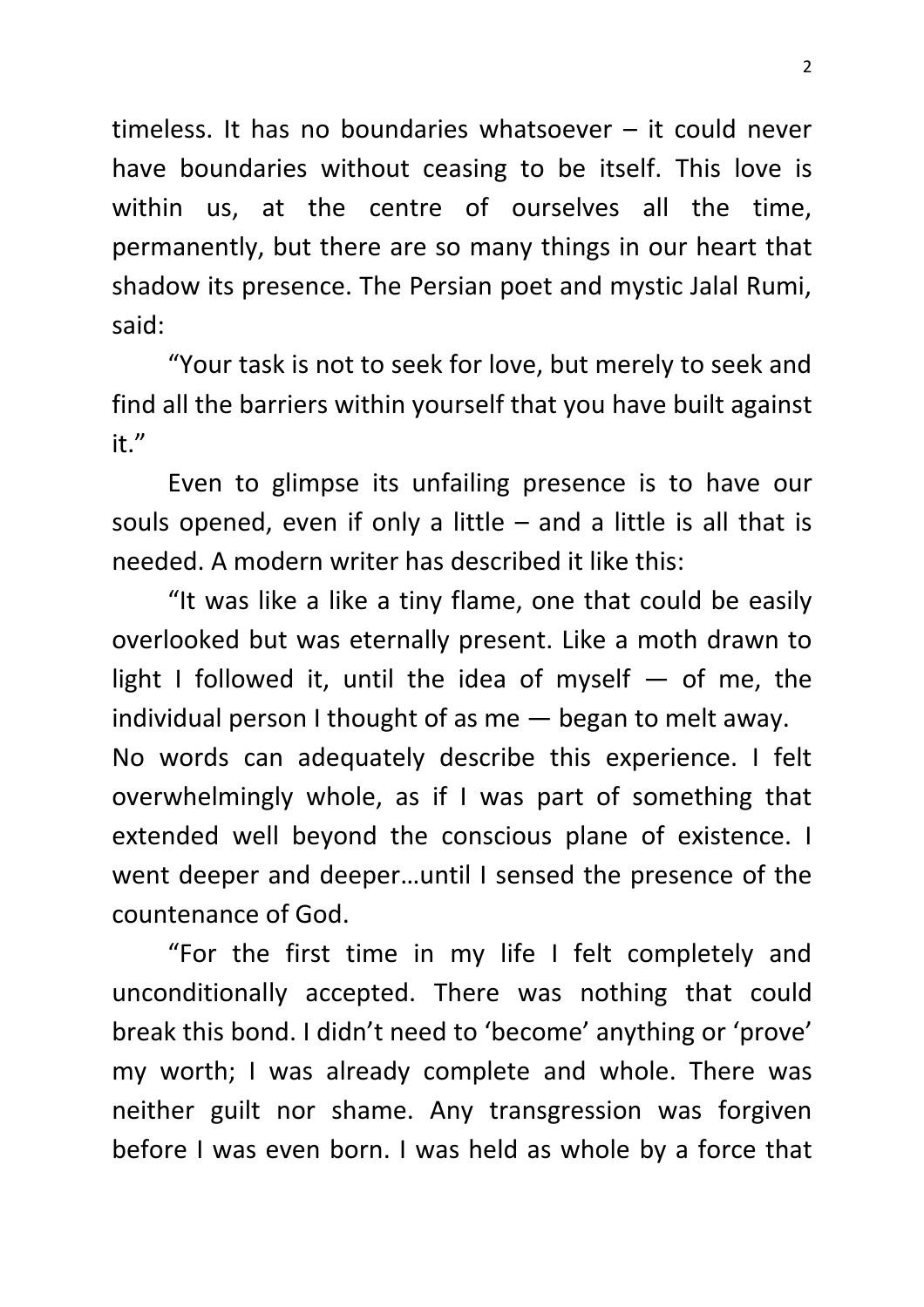timeless. It has no boundaries whatsoever – it could never have boundaries without ceasing to be itself. This love is within us, at the centre of ourselves all the time, permanently, but there are so many things in our heart that shadow its presence. The Persian poet and mystic Jalal Rumi, said:

"Your task is not to seek for love, but merely to seek and find all the barriers within yourself that you have built against it."

Even to glimpse its unfailing presence is to have our souls opened, even if only a little – and a little is all that is needed. A modern writer has described it like this:

"It was like a like a tiny flame, one that could be easily overlooked but was eternally present. Like a moth drawn to light I followed it, until the idea of myself — of me, the individual person I thought of as me — began to melt away. No words can adequately describe this experience. I felt overwhelmingly whole, as if I was part of something that extended well beyond the conscious plane of existence. I went deeper and deeper…until I sensed the presence of the countenance of God.

"For the first time in my life I felt completely and unconditionally accepted. There was nothing that could break this bond. I didn't need to 'become' anything or 'prove' my worth; I was already complete and whole. There was neither guilt nor shame. Any transgression was forgiven before I was even born. I was held as whole by a force that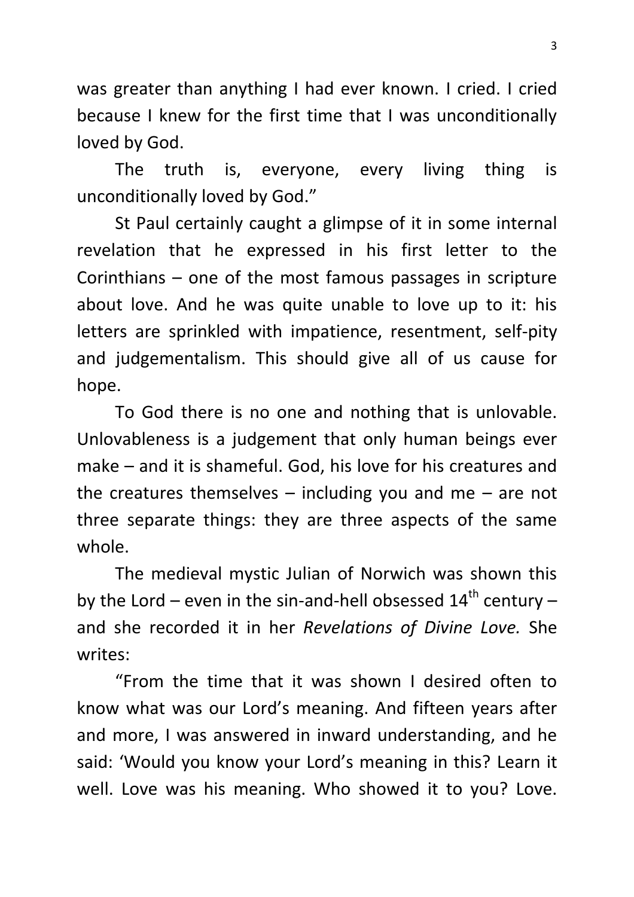was greater than anything I had ever known. I cried. I cried because I knew for the first time that I was unconditionally loved by God.

The truth is, everyone, every living thing is unconditionally loved by God."

St Paul certainly caught a glimpse of it in some internal revelation that he expressed in his first letter to the Corinthians – one of the most famous passages in scripture about love. And he was quite unable to love up to it: his letters are sprinkled with impatience, resentment, self-pity and judgementalism. This should give all of us cause for hope.

To God there is no one and nothing that is unlovable. Unlovableness is a judgement that only human beings ever make – and it is shameful. God, his love for his creatures and the creatures themselves – including you and me – are not three separate things: they are three aspects of the same whole.

The medieval mystic Julian of Norwich was shown this by the Lord – even in the sin-and-hell obsessed 14th century – and she recorded it in her *Revelations of Divine Love.* She writes:

"From the time that it was shown I desired often to know what was our Lord's meaning. And fifteen years after and more, I was answered in inward understanding, and he said: 'Would you know your Lord's meaning in this? Learn it well. Love was his meaning. Who showed it to you? Love.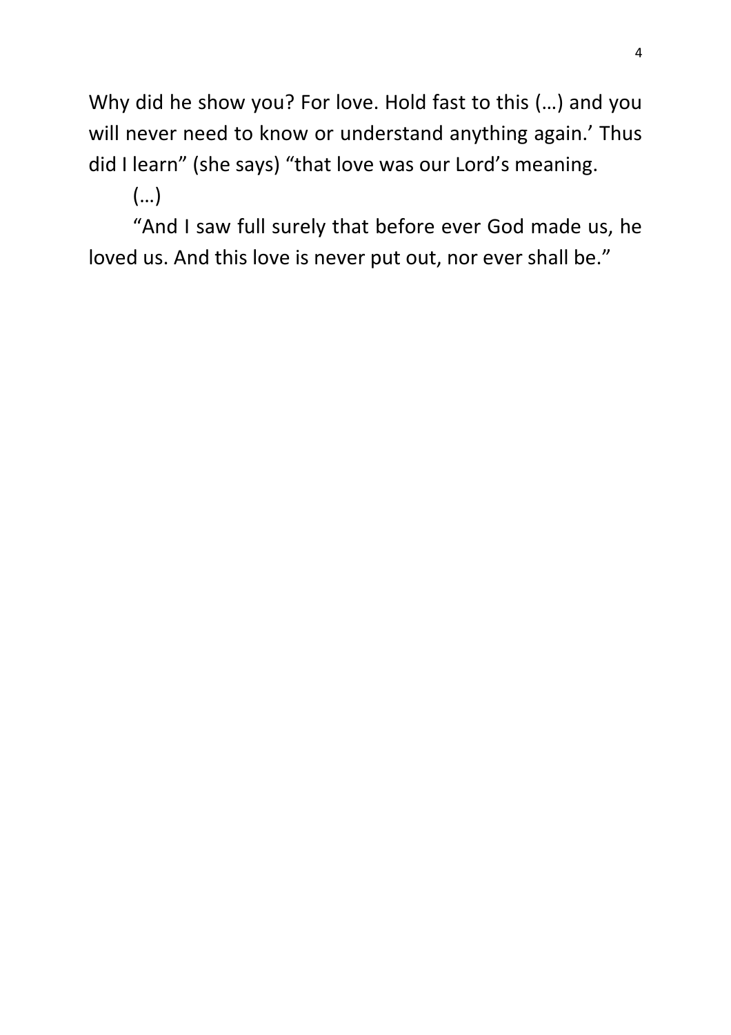Why did he show you? For love. Hold fast to this (…) and you will never need to know or understand anything again.’ Thus did I learn” (she says) “that love was our Lord’s meaning.

(…)

“And I saw full surely that before ever God made us, he loved us. And this love is never put out, nor ever shall be.”